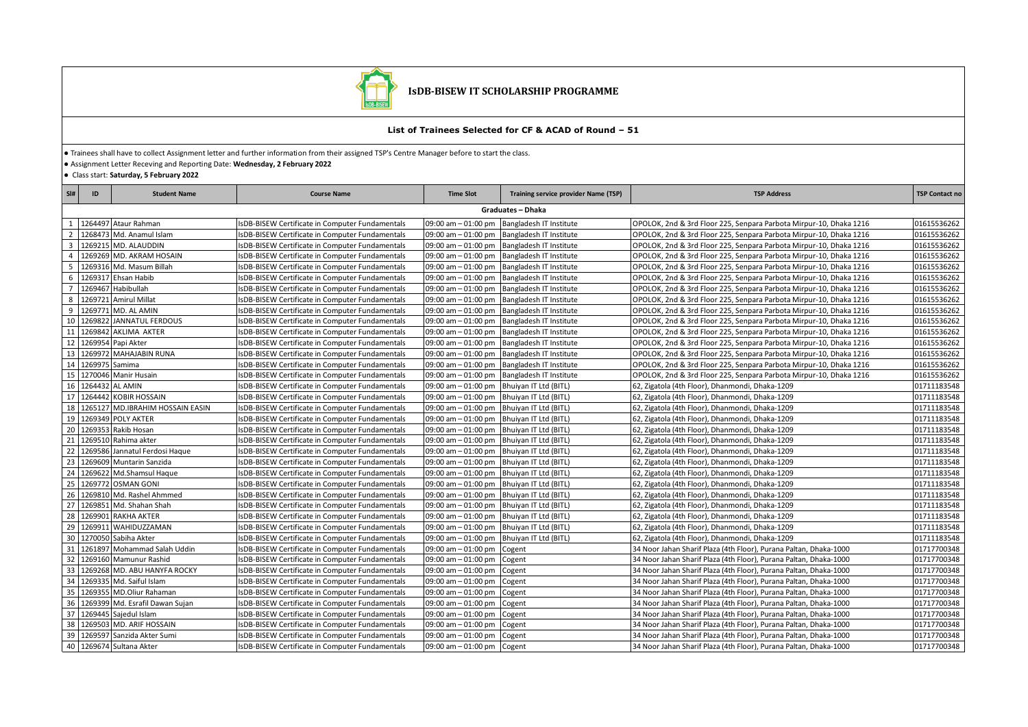# IsDB-BISEW IT SCHOLARSHIP PROGRAMME

## List of Trainees Selected for CF & ACAD of Round – 51

- Trainees shall have to collect Assignment letter and further information from their assigned TSP's Centre Manager before to start the class.
- Assignment Letter Receving and Reporting Date: **Wednesday, 2 February 2022**
- Class start: **Saturday, 5 February 2022**

| Sl# | ID | Student Name | Course Name | Time Slot | Training service provider Name (TSP) | TSP Address | TSP Contact no |
|---|---|---|---|---|---|---|---|
| **Graduates – Dhaka** | | | | | | | |
| 1 | 1264497 | Ataur Rahman | IsDB-BISEW Certificate in Computer Fundamentals | 09:00 am – 01:00 pm | Bangladesh IT Institute | OPOLOK, 2nd & 3rd Floor 225, Senpara Parbota Mirpur-10, Dhaka 1216 | 01615536262 |
| 2 | 1268473 | Md. Anamul Islam | IsDB-BISEW Certificate in Computer Fundamentals | 09:00 am – 01:00 pm | Bangladesh IT Institute | OPOLOK, 2nd & 3rd Floor 225, Senpara Parbota Mirpur-10, Dhaka 1216 | 01615536262 |
| 3 | 1269215 | MD. ALAUDDIN | IsDB-BISEW Certificate in Computer Fundamentals | 09:00 am – 01:00 pm | Bangladesh IT Institute | OPOLOK, 2nd & 3rd Floor 225, Senpara Parbota Mirpur-10, Dhaka 1216 | 01615536262 |
| 4 | 1269269 | MD. AKRAM HOSAIN | IsDB-BISEW Certificate in Computer Fundamentals | 09:00 am – 01:00 pm | Bangladesh IT Institute | OPOLOK, 2nd & 3rd Floor 225, Senpara Parbota Mirpur-10, Dhaka 1216 | 01615536262 |
| 5 | 1269316 | Md. Masum Billah | IsDB-BISEW Certificate in Computer Fundamentals | 09:00 am – 01:00 pm | Bangladesh IT Institute | OPOLOK, 2nd & 3rd Floor 225, Senpara Parbota Mirpur-10, Dhaka 1216 | 01615536262 |
| 6 | 1269317 | Ehsan Habib | IsDB-BISEW Certificate in Computer Fundamentals | 09:00 am – 01:00 pm | Bangladesh IT Institute | OPOLOK, 2nd & 3rd Floor 225, Senpara Parbota Mirpur-10, Dhaka 1216 | 01615536262 |
| 7 | 1269467 | Habibullah | IsDB-BISEW Certificate in Computer Fundamentals | 09:00 am – 01:00 pm | Bangladesh IT Institute | OPOLOK, 2nd & 3rd Floor 225, Senpara Parbota Mirpur-10, Dhaka 1216 | 01615536262 |
| 8 | 1269721 | Amirul Millat | IsDB-BISEW Certificate in Computer Fundamentals | 09:00 am – 01:00 pm | Bangladesh IT Institute | OPOLOK, 2nd & 3rd Floor 225, Senpara Parbota Mirpur-10, Dhaka 1216 | 01615536262 |
| 9 | 1269771 | MD. AL AMIN | IsDB-BISEW Certificate in Computer Fundamentals | 09:00 am – 01:00 pm | Bangladesh IT Institute | OPOLOK, 2nd & 3rd Floor 225, Senpara Parbota Mirpur-10, Dhaka 1216 | 01615536262 |
| 10 | 1269822 | JANNATUL FERDOUS | IsDB-BISEW Certificate in Computer Fundamentals | 09:00 am – 01:00 pm | Bangladesh IT Institute | OPOLOK, 2nd & 3rd Floor 225, Senpara Parbota Mirpur-10, Dhaka 1216 | 01615536262 |
| 11 | 1269842 | AKLIMA AKTER | IsDB-BISEW Certificate in Computer Fundamentals | 09:00 am – 01:00 pm | Bangladesh IT Institute | OPOLOK, 2nd & 3rd Floor 225, Senpara Parbota Mirpur-10, Dhaka 1216 | 01615536262 |
| 12 | 1269954 | Papi Akter | IsDB-BISEW Certificate in Computer Fundamentals | 09:00 am – 01:00 pm | Bangladesh IT Institute | OPOLOK, 2nd & 3rd Floor 225, Senpara Parbota Mirpur-10, Dhaka 1216 | 01615536262 |
| 13 | 1269972 | MAHAJABIN RUNA | IsDB-BISEW Certificate in Computer Fundamentals | 09:00 am – 01:00 pm | Bangladesh IT Institute | OPOLOK, 2nd & 3rd Floor 225, Senpara Parbota Mirpur-10, Dhaka 1216 | 01615536262 |
| 14 | 1269975 | Samima | IsDB-BISEW Certificate in Computer Fundamentals | 09:00 am – 01:00 pm | Bangladesh IT Institute | OPOLOK, 2nd & 3rd Floor 225, Senpara Parbota Mirpur-10, Dhaka 1216 | 01615536262 |
| 15 | 1270046 | Manir Husain | IsDB-BISEW Certificate in Computer Fundamentals | 09:00 am – 01:00 pm | Bangladesh IT Institute | OPOLOK, 2nd & 3rd Floor 225, Senpara Parbota Mirpur-10, Dhaka 1216 | 01615536262 |
| 16 | 1264432 | AL AMIN | IsDB-BISEW Certificate in Computer Fundamentals | 09:00 am – 01:00 pm | Bhuiyan IT Ltd (BITL) | 62, Zigatola (4th Floor), Dhanmondi, Dhaka-1209 | 01711183548 |
| 17 | 1264442 | KOBIR HOSSAIN | IsDB-BISEW Certificate in Computer Fundamentals | 09:00 am – 01:00 pm | Bhuiyan IT Ltd (BITL) | 62, Zigatola (4th Floor), Dhanmondi, Dhaka-1209 | 01711183548 |
| 18 | 1265127 | MD.IBRAHIM HOSSAIN EASIN | IsDB-BISEW Certificate in Computer Fundamentals | 09:00 am – 01:00 pm | Bhuiyan IT Ltd (BITL) | 62, Zigatola (4th Floor), Dhanmondi, Dhaka-1209 | 01711183548 |
| 19 | 1269349 | POLY AKTER | IsDB-BISEW Certificate in Computer Fundamentals | 09:00 am – 01:00 pm | Bhuiyan IT Ltd (BITL) | 62, Zigatola (4th Floor), Dhanmondi, Dhaka-1209 | 01711183548 |
| 20 | 1269353 | Rakib Hosan | IsDB-BISEW Certificate in Computer Fundamentals | 09:00 am – 01:00 pm | Bhuiyan IT Ltd (BITL) | 62, Zigatola (4th Floor), Dhanmondi, Dhaka-1209 | 01711183548 |
| 21 | 1269510 | Rahima akter | IsDB-BISEW Certificate in Computer Fundamentals | 09:00 am – 01:00 pm | Bhuiyan IT Ltd (BITL) | 62, Zigatola (4th Floor), Dhanmondi, Dhaka-1209 | 01711183548 |
| 22 | 1269586 | Jannatul Ferdosi Haque | IsDB-BISEW Certificate in Computer Fundamentals | 09:00 am – 01:00 pm | Bhuiyan IT Ltd (BITL) | 62, Zigatola (4th Floor), Dhanmondi, Dhaka-1209 | 01711183548 |
| 23 | 1269609 | Muntarin Sanzida | IsDB-BISEW Certificate in Computer Fundamentals | 09:00 am – 01:00 pm | Bhuiyan IT Ltd (BITL) | 62, Zigatola (4th Floor), Dhanmondi, Dhaka-1209 | 01711183548 |
| 24 | 1269622 | Md.Shamsul Haque | IsDB-BISEW Certificate in Computer Fundamentals | 09:00 am – 01:00 pm | Bhuiyan IT Ltd (BITL) | 62, Zigatola (4th Floor), Dhanmondi, Dhaka-1209 | 01711183548 |
| 25 | 1269772 | OSMAN GONI | IsDB-BISEW Certificate in Computer Fundamentals | 09:00 am – 01:00 pm | Bhuiyan IT Ltd (BITL) | 62, Zigatola (4th Floor), Dhanmondi, Dhaka-1209 | 01711183548 |
| 26 | 1269810 | Md. Rashel Ahmmed | IsDB-BISEW Certificate in Computer Fundamentals | 09:00 am – 01:00 pm | Bhuiyan IT Ltd (BITL) | 62, Zigatola (4th Floor), Dhanmondi, Dhaka-1209 | 01711183548 |
| 27 | 1269851 | Md. Shahan Shah | IsDB-BISEW Certificate in Computer Fundamentals | 09:00 am – 01:00 pm | Bhuiyan IT Ltd (BITL) | 62, Zigatola (4th Floor), Dhanmondi, Dhaka-1209 | 01711183548 |
| 28 | 1269901 | RAKHA AKTER | IsDB-BISEW Certificate in Computer Fundamentals | 09:00 am – 01:00 pm | Bhuiyan IT Ltd (BITL) | 62, Zigatola (4th Floor), Dhanmondi, Dhaka-1209 | 01711183548 |
| 29 | 1269911 | WAHIDUZZAMAN | IsDB-BISEW Certificate in Computer Fundamentals | 09:00 am – 01:00 pm | Bhuiyan IT Ltd (BITL) | 62, Zigatola (4th Floor), Dhanmondi, Dhaka-1209 | 01711183548 |
| 30 | 1270050 | Sabiha Akter | IsDB-BISEW Certificate in Computer Fundamentals | 09:00 am – 01:00 pm | Bhuiyan IT Ltd (BITL) | 62, Zigatola (4th Floor), Dhanmondi, Dhaka-1209 | 01711183548 |
| 31 | 1261897 | Mohammad Salah Uddin | IsDB-BISEW Certificate in Computer Fundamentals | 09:00 am – 01:00 pm | Cogent | 34 Noor Jahan Sharif Plaza (4th Floor), Purana Paltan, Dhaka-1000 | 01717700348 |
| 32 | 1269160 | Mamunur Rashid | IsDB-BISEW Certificate in Computer Fundamentals | 09:00 am – 01:00 pm | Cogent | 34 Noor Jahan Sharif Plaza (4th Floor), Purana Paltan, Dhaka-1000 | 01717700348 |
| 33 | 1269268 | MD. ABU HANYFA ROCKY | IsDB-BISEW Certificate in Computer Fundamentals | 09:00 am – 01:00 pm | Cogent | 34 Noor Jahan Sharif Plaza (4th Floor), Purana Paltan, Dhaka-1000 | 01717700348 |
| 34 | 1269335 | Md. Saiful Islam | IsDB-BISEW Certificate in Computer Fundamentals | 09:00 am – 01:00 pm | Cogent | 34 Noor Jahan Sharif Plaza (4th Floor), Purana Paltan, Dhaka-1000 | 01717700348 |
| 35 | 1269355 | MD.Oliur Rahaman | IsDB-BISEW Certificate in Computer Fundamentals | 09:00 am – 01:00 pm | Cogent | 34 Noor Jahan Sharif Plaza (4th Floor), Purana Paltan, Dhaka-1000 | 01717700348 |
| 36 | 1269399 | Md. Esrafil Dawan Sujan | IsDB-BISEW Certificate in Computer Fundamentals | 09:00 am – 01:00 pm | Cogent | 34 Noor Jahan Sharif Plaza (4th Floor), Purana Paltan, Dhaka-1000 | 01717700348 |
| 37 | 1269445 | Sajedul Islam | IsDB-BISEW Certificate in Computer Fundamentals | 09:00 am – 01:00 pm | Cogent | 34 Noor Jahan Sharif Plaza (4th Floor), Purana Paltan, Dhaka-1000 | 01717700348 |
| 38 | 1269503 | MD. ARIF HOSSAIN | IsDB-BISEW Certificate in Computer Fundamentals | 09:00 am – 01:00 pm | Cogent | 34 Noor Jahan Sharif Plaza (4th Floor), Purana Paltan, Dhaka-1000 | 01717700348 |
| 39 | 1269597 | Sanzida Akter Sumi | IsDB-BISEW Certificate in Computer Fundamentals | 09:00 am – 01:00 pm | Cogent | 34 Noor Jahan Sharif Plaza (4th Floor), Purana Paltan, Dhaka-1000 | 01717700348 |
| 40 | 1269674 | Sultana Akter | IsDB-BISEW Certificate in Computer Fundamentals | 09:00 am – 01:00 pm | Cogent | 34 Noor Jahan Sharif Plaza (4th Floor), Purana Paltan, Dhaka-1000 | 01717700348 |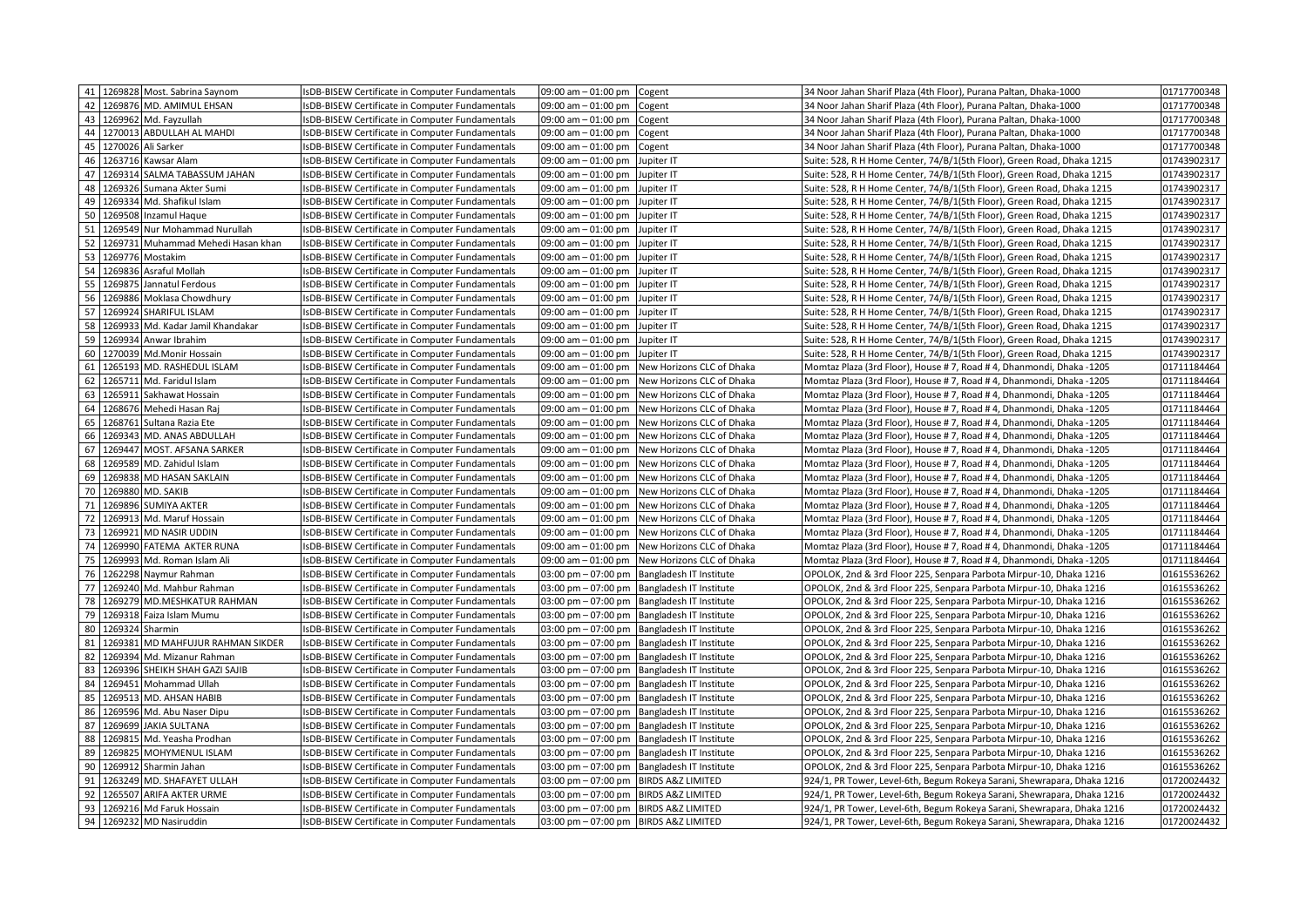| 41 | 1269828 | Most. Sabrina Saynom | IsDB-BISEW Certificate in Computer Fundamentals | 09:00 am – 01:00 pm | Cogent | 34 Noor Jahan Sharif Plaza (4th Floor), Purana Paltan, Dhaka-1000 | 01717700348 |
|---|---|---|---|---|---|---|---|
| 42 | 1269876 | MD. AMIMUL EHSAN | IsDB-BISEW Certificate in Computer Fundamentals | 09:00 am – 01:00 pm | Cogent | 34 Noor Jahan Sharif Plaza (4th Floor), Purana Paltan, Dhaka-1000 | 01717700348 |
| 43 | 1269962 | Md. Fayzullah | IsDB-BISEW Certificate in Computer Fundamentals | 09:00 am – 01:00 pm | Cogent | 34 Noor Jahan Sharif Plaza (4th Floor), Purana Paltan, Dhaka-1000 | 01717700348 |
| 44 | 1270013 | ABDULLAH AL MAHDI | IsDB-BISEW Certificate in Computer Fundamentals | 09:00 am – 01:00 pm | Cogent | 34 Noor Jahan Sharif Plaza (4th Floor), Purana Paltan, Dhaka-1000 | 01717700348 |
| 45 | 1270026 | Ali Sarker | IsDB-BISEW Certificate in Computer Fundamentals | 09:00 am – 01:00 pm | Cogent | 34 Noor Jahan Sharif Plaza (4th Floor), Purana Paltan, Dhaka-1000 | 01717700348 |
| 46 | 1263716 | Kawsar Alam | IsDB-BISEW Certificate in Computer Fundamentals | 09:00 am – 01:00 pm | Jupiter IT | Suite: 528, R H Home Center, 74/B/1(5th Floor), Green Road, Dhaka 1215 | 01743902317 |
| 47 | 1269314 | SALMA TABASSUM JAHAN | IsDB-BISEW Certificate in Computer Fundamentals | 09:00 am – 01:00 pm | Jupiter IT | Suite: 528, R H Home Center, 74/B/1(5th Floor), Green Road, Dhaka 1215 | 01743902317 |
| 48 | 1269326 | Sumana Akter Sumi | IsDB-BISEW Certificate in Computer Fundamentals | 09:00 am – 01:00 pm | Jupiter IT | Suite: 528, R H Home Center, 74/B/1(5th Floor), Green Road, Dhaka 1215 | 01743902317 |
| 49 | 1269334 | Md. Shafikul Islam | IsDB-BISEW Certificate in Computer Fundamentals | 09:00 am – 01:00 pm | Jupiter IT | Suite: 528, R H Home Center, 74/B/1(5th Floor), Green Road, Dhaka 1215 | 01743902317 |
| 50 | 1269508 | Inzamul Haque | IsDB-BISEW Certificate in Computer Fundamentals | 09:00 am – 01:00 pm | Jupiter IT | Suite: 528, R H Home Center, 74/B/1(5th Floor), Green Road, Dhaka 1215 | 01743902317 |
| 51 | 1269549 | Nur Mohammad Nurullah | IsDB-BISEW Certificate in Computer Fundamentals | 09:00 am – 01:00 pm | Jupiter IT | Suite: 528, R H Home Center, 74/B/1(5th Floor), Green Road, Dhaka 1215 | 01743902317 |
| 52 | 1269731 | Muhammad Mehedi Hasan khan | IsDB-BISEW Certificate in Computer Fundamentals | 09:00 am – 01:00 pm | Jupiter IT | Suite: 528, R H Home Center, 74/B/1(5th Floor), Green Road, Dhaka 1215 | 01743902317 |
| 53 | 1269776 | Mostakim | IsDB-BISEW Certificate in Computer Fundamentals | 09:00 am – 01:00 pm | Jupiter IT | Suite: 528, R H Home Center, 74/B/1(5th Floor), Green Road, Dhaka 1215 | 01743902317 |
| 54 | 1269836 | Asraful Mollah | IsDB-BISEW Certificate in Computer Fundamentals | 09:00 am – 01:00 pm | Jupiter IT | Suite: 528, R H Home Center, 74/B/1(5th Floor), Green Road, Dhaka 1215 | 01743902317 |
| 55 | 1269875 | Jannatul Ferdous | IsDB-BISEW Certificate in Computer Fundamentals | 09:00 am – 01:00 pm | Jupiter IT | Suite: 528, R H Home Center, 74/B/1(5th Floor), Green Road, Dhaka 1215 | 01743902317 |
| 56 | 1269886 | Moklasa Chowdhury | IsDB-BISEW Certificate in Computer Fundamentals | 09:00 am – 01:00 pm | Jupiter IT | Suite: 528, R H Home Center, 74/B/1(5th Floor), Green Road, Dhaka 1215 | 01743902317 |
| 57 | 1269924 | SHARIFUL ISLAM | IsDB-BISEW Certificate in Computer Fundamentals | 09:00 am – 01:00 pm | Jupiter IT | Suite: 528, R H Home Center, 74/B/1(5th Floor), Green Road, Dhaka 1215 | 01743902317 |
| 58 | 1269933 | Md. Kadar Jamil Khandakar | IsDB-BISEW Certificate in Computer Fundamentals | 09:00 am – 01:00 pm | Jupiter IT | Suite: 528, R H Home Center, 74/B/1(5th Floor), Green Road, Dhaka 1215 | 01743902317 |
| 59 | 1269934 | Anwar Ibrahim | IsDB-BISEW Certificate in Computer Fundamentals | 09:00 am – 01:00 pm | Jupiter IT | Suite: 528, R H Home Center, 74/B/1(5th Floor), Green Road, Dhaka 1215 | 01743902317 |
| 60 | 1270039 | Md.Monir Hossain | IsDB-BISEW Certificate in Computer Fundamentals | 09:00 am – 01:00 pm | Jupiter IT | Suite: 528, R H Home Center, 74/B/1(5th Floor), Green Road, Dhaka 1215 | 01743902317 |
| 61 | 1265193 | MD. RASHEDUL ISLAM | IsDB-BISEW Certificate in Computer Fundamentals | 09:00 am – 01:00 pm | New Horizons CLC of Dhaka | Momtaz Plaza (3rd Floor), House # 7, Road # 4, Dhanmondi, Dhaka -1205 | 01711184464 |
| 62 | 1265711 | Md. Faridul Islam | IsDB-BISEW Certificate in Computer Fundamentals | 09:00 am – 01:00 pm | New Horizons CLC of Dhaka | Momtaz Plaza (3rd Floor), House # 7, Road # 4, Dhanmondi, Dhaka -1205 | 01711184464 |
| 63 | 1265911 | Sakhawat Hossain | IsDB-BISEW Certificate in Computer Fundamentals | 09:00 am – 01:00 pm | New Horizons CLC of Dhaka | Momtaz Plaza (3rd Floor), House # 7, Road # 4, Dhanmondi, Dhaka -1205 | 01711184464 |
| 64 | 1268676 | Mehedi Hasan Raj | IsDB-BISEW Certificate in Computer Fundamentals | 09:00 am – 01:00 pm | New Horizons CLC of Dhaka | Momtaz Plaza (3rd Floor), House # 7, Road # 4, Dhanmondi, Dhaka -1205 | 01711184464 |
| 65 | 1268761 | Sultana Razia Ete | IsDB-BISEW Certificate in Computer Fundamentals | 09:00 am – 01:00 pm | New Horizons CLC of Dhaka | Momtaz Plaza (3rd Floor), House # 7, Road # 4, Dhanmondi, Dhaka -1205 | 01711184464 |
| 66 | 1269343 | MD. ANAS ABDULLAH | IsDB-BISEW Certificate in Computer Fundamentals | 09:00 am – 01:00 pm | New Horizons CLC of Dhaka | Momtaz Plaza (3rd Floor), House # 7, Road # 4, Dhanmondi, Dhaka -1205 | 01711184464 |
| 67 | 1269447 | MOST. AFSANA SARKER | IsDB-BISEW Certificate in Computer Fundamentals | 09:00 am – 01:00 pm | New Horizons CLC of Dhaka | Momtaz Plaza (3rd Floor), House # 7, Road # 4, Dhanmondi, Dhaka -1205 | 01711184464 |
| 68 | 1269589 | MD. Zahidul Islam | IsDB-BISEW Certificate in Computer Fundamentals | 09:00 am – 01:00 pm | New Horizons CLC of Dhaka | Momtaz Plaza (3rd Floor), House # 7, Road # 4, Dhanmondi, Dhaka -1205 | 01711184464 |
| 69 | 1269838 | MD HASAN SAKLAIN | IsDB-BISEW Certificate in Computer Fundamentals | 09:00 am – 01:00 pm | New Horizons CLC of Dhaka | Momtaz Plaza (3rd Floor), House # 7, Road # 4, Dhanmondi, Dhaka -1205 | 01711184464 |
| 70 | 1269880 | MD. SAKIB | IsDB-BISEW Certificate in Computer Fundamentals | 09:00 am – 01:00 pm | New Horizons CLC of Dhaka | Momtaz Plaza (3rd Floor), House # 7, Road # 4, Dhanmondi, Dhaka -1205 | 01711184464 |
| 71 | 1269896 | SUMIYA AKTER | IsDB-BISEW Certificate in Computer Fundamentals | 09:00 am – 01:00 pm | New Horizons CLC of Dhaka | Momtaz Plaza (3rd Floor), House # 7, Road # 4, Dhanmondi, Dhaka -1205 | 01711184464 |
| 72 | 1269913 | Md. Maruf Hossain | IsDB-BISEW Certificate in Computer Fundamentals | 09:00 am – 01:00 pm | New Horizons CLC of Dhaka | Momtaz Plaza (3rd Floor), House # 7, Road # 4, Dhanmondi, Dhaka -1205 | 01711184464 |
| 73 | 1269921 | MD NASIR UDDIN | IsDB-BISEW Certificate in Computer Fundamentals | 09:00 am – 01:00 pm | New Horizons CLC of Dhaka | Momtaz Plaza (3rd Floor), House # 7, Road # 4, Dhanmondi, Dhaka -1205 | 01711184464 |
| 74 | 1269990 | FATEMA AKTER RUNA | IsDB-BISEW Certificate in Computer Fundamentals | 09:00 am – 01:00 pm | New Horizons CLC of Dhaka | Momtaz Plaza (3rd Floor), House # 7, Road # 4, Dhanmondi, Dhaka -1205 | 01711184464 |
| 75 | 1269993 | Md. Roman Islam Ali | IsDB-BISEW Certificate in Computer Fundamentals | 09:00 am – 01:00 pm | New Horizons CLC of Dhaka | Momtaz Plaza (3rd Floor), House # 7, Road # 4, Dhanmondi, Dhaka -1205 | 01711184464 |
| 76 | 1262298 | Naymur Rahman | IsDB-BISEW Certificate in Computer Fundamentals | 03:00 pm – 07:00 pm | Bangladesh IT Institute | OPOLOK, 2nd & 3rd Floor 225, Senpara Parbota Mirpur-10, Dhaka 1216 | 01615536262 |
| 77 | 1269240 | Md. Mahbur Rahman | IsDB-BISEW Certificate in Computer Fundamentals | 03:00 pm – 07:00 pm | Bangladesh IT Institute | OPOLOK, 2nd & 3rd Floor 225, Senpara Parbota Mirpur-10, Dhaka 1216 | 01615536262 |
| 78 | 1269279 | MD.MESHKATUR RAHMAN | IsDB-BISEW Certificate in Computer Fundamentals | 03:00 pm – 07:00 pm | Bangladesh IT Institute | OPOLOK, 2nd & 3rd Floor 225, Senpara Parbota Mirpur-10, Dhaka 1216 | 01615536262 |
| 79 | 1269318 | Faiza Islam Mumu | IsDB-BISEW Certificate in Computer Fundamentals | 03:00 pm – 07:00 pm | Bangladesh IT Institute | OPOLOK, 2nd & 3rd Floor 225, Senpara Parbota Mirpur-10, Dhaka 1216 | 01615536262 |
| 80 | 1269324 | Sharmin | IsDB-BISEW Certificate in Computer Fundamentals | 03:00 pm – 07:00 pm | Bangladesh IT Institute | OPOLOK, 2nd & 3rd Floor 225, Senpara Parbota Mirpur-10, Dhaka 1216 | 01615536262 |
| 81 | 1269381 | MD MAHFUJUR RAHMAN SIKDER | IsDB-BISEW Certificate in Computer Fundamentals | 03:00 pm – 07:00 pm | Bangladesh IT Institute | OPOLOK, 2nd & 3rd Floor 225, Senpara Parbota Mirpur-10, Dhaka 1216 | 01615536262 |
| 82 | 1269394 | Md. Mizanur Rahman | IsDB-BISEW Certificate in Computer Fundamentals | 03:00 pm – 07:00 pm | Bangladesh IT Institute | OPOLOK, 2nd & 3rd Floor 225, Senpara Parbota Mirpur-10, Dhaka 1216 | 01615536262 |
| 83 | 1269396 | SHEIKH SHAH GAZI SAJIB | IsDB-BISEW Certificate in Computer Fundamentals | 03:00 pm – 07:00 pm | Bangladesh IT Institute | OPOLOK, 2nd & 3rd Floor 225, Senpara Parbota Mirpur-10, Dhaka 1216 | 01615536262 |
| 84 | 1269451 | Mohammad Ullah | IsDB-BISEW Certificate in Computer Fundamentals | 03:00 pm – 07:00 pm | Bangladesh IT Institute | OPOLOK, 2nd & 3rd Floor 225, Senpara Parbota Mirpur-10, Dhaka 1216 | 01615536262 |
| 85 | 1269513 | MD. AHSAN HABIB | IsDB-BISEW Certificate in Computer Fundamentals | 03:00 pm – 07:00 pm | Bangladesh IT Institute | OPOLOK, 2nd & 3rd Floor 225, Senpara Parbota Mirpur-10, Dhaka 1216 | 01615536262 |
| 86 | 1269596 | Md. Abu Naser Dipu | IsDB-BISEW Certificate in Computer Fundamentals | 03:00 pm – 07:00 pm | Bangladesh IT Institute | OPOLOK, 2nd & 3rd Floor 225, Senpara Parbota Mirpur-10, Dhaka 1216 | 01615536262 |
| 87 | 1269699 | JAKIA SULTANA | IsDB-BISEW Certificate in Computer Fundamentals | 03:00 pm – 07:00 pm | Bangladesh IT Institute | OPOLOK, 2nd & 3rd Floor 225, Senpara Parbota Mirpur-10, Dhaka 1216 | 01615536262 |
| 88 | 1269815 | Md. Yeasha Prodhan | IsDB-BISEW Certificate in Computer Fundamentals | 03:00 pm – 07:00 pm | Bangladesh IT Institute | OPOLOK, 2nd & 3rd Floor 225, Senpara Parbota Mirpur-10, Dhaka 1216 | 01615536262 |
| 89 | 1269825 | MOHYMENUL ISLAM | IsDB-BISEW Certificate in Computer Fundamentals | 03:00 pm – 07:00 pm | Bangladesh IT Institute | OPOLOK, 2nd & 3rd Floor 225, Senpara Parbota Mirpur-10, Dhaka 1216 | 01615536262 |
| 90 | 1269912 | Sharmin Jahan | IsDB-BISEW Certificate in Computer Fundamentals | 03:00 pm – 07:00 pm | Bangladesh IT Institute | OPOLOK, 2nd & 3rd Floor 225, Senpara Parbota Mirpur-10, Dhaka 1216 | 01615536262 |
| 91 | 1263249 | MD. SHAFAYET ULLAH | IsDB-BISEW Certificate in Computer Fundamentals | 03:00 pm – 07:00 pm | BIRDS A&Z LIMITED | 924/1, PR Tower, Level-6th, Begum Rokeya Sarani, Shewrapara, Dhaka 1216 | 01720024432 |
| 92 | 1265507 | ARIFA AKTER URME | IsDB-BISEW Certificate in Computer Fundamentals | 03:00 pm – 07:00 pm | BIRDS A&Z LIMITED | 924/1, PR Tower, Level-6th, Begum Rokeya Sarani, Shewrapara, Dhaka 1216 | 01720024432 |
| 93 | 1269216 | Md Faruk Hossain | IsDB-BISEW Certificate in Computer Fundamentals | 03:00 pm – 07:00 pm | BIRDS A&Z LIMITED | 924/1, PR Tower, Level-6th, Begum Rokeya Sarani, Shewrapara, Dhaka 1216 | 01720024432 |
| 94 | 1269232 | MD Nasiruddin | IsDB-BISEW Certificate in Computer Fundamentals | 03:00 pm – 07:00 pm | BIRDS A&Z LIMITED | 924/1, PR Tower, Level-6th, Begum Rokeya Sarani, Shewrapara, Dhaka 1216 | 01720024432 |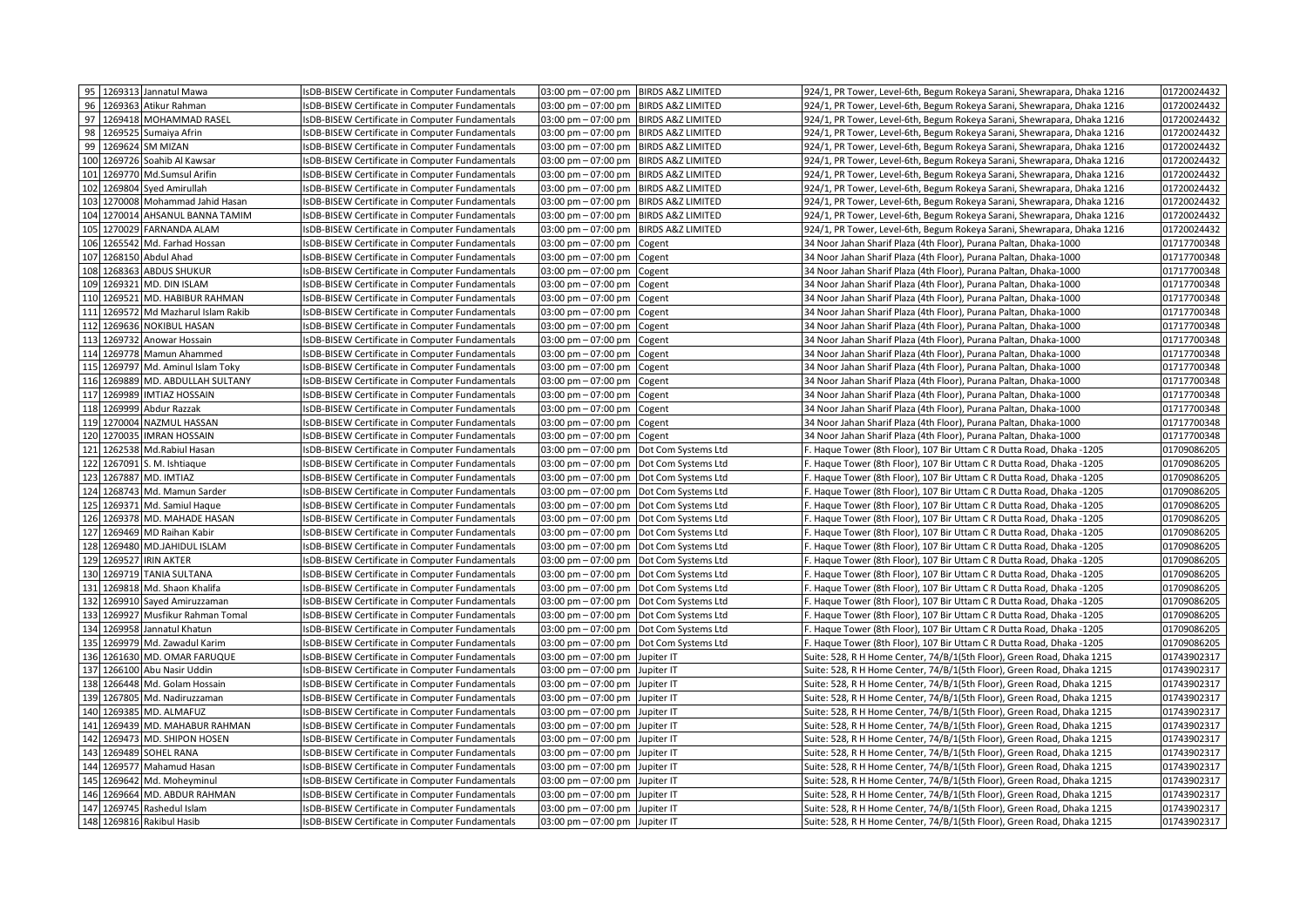| 95 | 1269313 | Jannatul Mawa | IsDB-BISEW Certificate in Computer Fundamentals | 03:00 pm – 07:00 pm | BIRDS A&Z LIMITED | 924/1, PR Tower, Level-6th, Begum Rokeya Sarani, Shewrapara, Dhaka 1216 | 01720024432 |
|---|---|---|---|---|---|---|---|
| 96 | 1269363 | Atikur Rahman | IsDB-BISEW Certificate in Computer Fundamentals | 03:00 pm – 07:00 pm | BIRDS A&Z LIMITED | 924/1, PR Tower, Level-6th, Begum Rokeya Sarani, Shewrapara, Dhaka 1216 | 01720024432 |
| 97 | 1269418 | MOHAMMAD RASEL | IsDB-BISEW Certificate in Computer Fundamentals | 03:00 pm – 07:00 pm | BIRDS A&Z LIMITED | 924/1, PR Tower, Level-6th, Begum Rokeya Sarani, Shewrapara, Dhaka 1216 | 01720024432 |
| 98 | 1269525 | Sumaiya Afrin | IsDB-BISEW Certificate in Computer Fundamentals | 03:00 pm – 07:00 pm | BIRDS A&Z LIMITED | 924/1, PR Tower, Level-6th, Begum Rokeya Sarani, Shewrapara, Dhaka 1216 | 01720024432 |
| 99 | 1269624 | SM MIZAN | IsDB-BISEW Certificate in Computer Fundamentals | 03:00 pm – 07:00 pm | BIRDS A&Z LIMITED | 924/1, PR Tower, Level-6th, Begum Rokeya Sarani, Shewrapara, Dhaka 1216 | 01720024432 |
| 100 | 1269726 | Soahib Al Kawsar | IsDB-BISEW Certificate in Computer Fundamentals | 03:00 pm – 07:00 pm | BIRDS A&Z LIMITED | 924/1, PR Tower, Level-6th, Begum Rokeya Sarani, Shewrapara, Dhaka 1216 | 01720024432 |
| 101 | 1269770 | Md.Sumsul Arifin | IsDB-BISEW Certificate in Computer Fundamentals | 03:00 pm – 07:00 pm | BIRDS A&Z LIMITED | 924/1, PR Tower, Level-6th, Begum Rokeya Sarani, Shewrapara, Dhaka 1216 | 01720024432 |
| 102 | 1269804 | Syed Amirullah | IsDB-BISEW Certificate in Computer Fundamentals | 03:00 pm – 07:00 pm | BIRDS A&Z LIMITED | 924/1, PR Tower, Level-6th, Begum Rokeya Sarani, Shewrapara, Dhaka 1216 | 01720024432 |
| 103 | 1270008 | Mohammad Jahid Hasan | IsDB-BISEW Certificate in Computer Fundamentals | 03:00 pm – 07:00 pm | BIRDS A&Z LIMITED | 924/1, PR Tower, Level-6th, Begum Rokeya Sarani, Shewrapara, Dhaka 1216 | 01720024432 |
| 104 | 1270014 | AHSANUL BANNA TAMIM | IsDB-BISEW Certificate in Computer Fundamentals | 03:00 pm – 07:00 pm | BIRDS A&Z LIMITED | 924/1, PR Tower, Level-6th, Begum Rokeya Sarani, Shewrapara, Dhaka 1216 | 01720024432 |
| 105 | 1270029 | FARNANDA ALAM | IsDB-BISEW Certificate in Computer Fundamentals | 03:00 pm – 07:00 pm | BIRDS A&Z LIMITED | 924/1, PR Tower, Level-6th, Begum Rokeya Sarani, Shewrapara, Dhaka 1216 | 01720024432 |
| 106 | 1265542 | Md. Farhad Hossan | IsDB-BISEW Certificate in Computer Fundamentals | 03:00 pm – 07:00 pm | Cogent | 34 Noor Jahan Sharif Plaza (4th Floor), Purana Paltan, Dhaka-1000 | 01717700348 |
| 107 | 1268150 | Abdul Ahad | IsDB-BISEW Certificate in Computer Fundamentals | 03:00 pm – 07:00 pm | Cogent | 34 Noor Jahan Sharif Plaza (4th Floor), Purana Paltan, Dhaka-1000 | 01717700348 |
| 108 | 1268363 | ABDUS SHUKUR | IsDB-BISEW Certificate in Computer Fundamentals | 03:00 pm – 07:00 pm | Cogent | 34 Noor Jahan Sharif Plaza (4th Floor), Purana Paltan, Dhaka-1000 | 01717700348 |
| 109 | 1269321 | MD. DIN ISLAM | IsDB-BISEW Certificate in Computer Fundamentals | 03:00 pm – 07:00 pm | Cogent | 34 Noor Jahan Sharif Plaza (4th Floor), Purana Paltan, Dhaka-1000 | 01717700348 |
| 110 | 1269521 | MD. HABIBUR RAHMAN | IsDB-BISEW Certificate in Computer Fundamentals | 03:00 pm – 07:00 pm | Cogent | 34 Noor Jahan Sharif Plaza (4th Floor), Purana Paltan, Dhaka-1000 | 01717700348 |
| 111 | 1269572 | Md Mazharul Islam Rakib | IsDB-BISEW Certificate in Computer Fundamentals | 03:00 pm – 07:00 pm | Cogent | 34 Noor Jahan Sharif Plaza (4th Floor), Purana Paltan, Dhaka-1000 | 01717700348 |
| 112 | 1269636 | NOKIBUL HASAN | IsDB-BISEW Certificate in Computer Fundamentals | 03:00 pm – 07:00 pm | Cogent | 34 Noor Jahan Sharif Plaza (4th Floor), Purana Paltan, Dhaka-1000 | 01717700348 |
| 113 | 1269732 | Anowar Hossain | IsDB-BISEW Certificate in Computer Fundamentals | 03:00 pm – 07:00 pm | Cogent | 34 Noor Jahan Sharif Plaza (4th Floor), Purana Paltan, Dhaka-1000 | 01717700348 |
| 114 | 1269778 | Mamun Ahammed | IsDB-BISEW Certificate in Computer Fundamentals | 03:00 pm – 07:00 pm | Cogent | 34 Noor Jahan Sharif Plaza (4th Floor), Purana Paltan, Dhaka-1000 | 01717700348 |
| 115 | 1269797 | Md. Aminul Islam Toky | IsDB-BISEW Certificate in Computer Fundamentals | 03:00 pm – 07:00 pm | Cogent | 34 Noor Jahan Sharif Plaza (4th Floor), Purana Paltan, Dhaka-1000 | 01717700348 |
| 116 | 1269889 | MD. ABDULLAH SULTANY | IsDB-BISEW Certificate in Computer Fundamentals | 03:00 pm – 07:00 pm | Cogent | 34 Noor Jahan Sharif Plaza (4th Floor), Purana Paltan, Dhaka-1000 | 01717700348 |
| 117 | 1269989 | IMTIAZ HOSSAIN | IsDB-BISEW Certificate in Computer Fundamentals | 03:00 pm – 07:00 pm | Cogent | 34 Noor Jahan Sharif Plaza (4th Floor), Purana Paltan, Dhaka-1000 | 01717700348 |
| 118 | 1269999 | Abdur Razzak | IsDB-BISEW Certificate in Computer Fundamentals | 03:00 pm – 07:00 pm | Cogent | 34 Noor Jahan Sharif Plaza (4th Floor), Purana Paltan, Dhaka-1000 | 01717700348 |
| 119 | 1270004 | NAZMUL HASSAN | IsDB-BISEW Certificate in Computer Fundamentals | 03:00 pm – 07:00 pm | Cogent | 34 Noor Jahan Sharif Plaza (4th Floor), Purana Paltan, Dhaka-1000 | 01717700348 |
| 120 | 1270035 | IMRAN HOSSAIN | IsDB-BISEW Certificate in Computer Fundamentals | 03:00 pm – 07:00 pm | Cogent | 34 Noor Jahan Sharif Plaza (4th Floor), Purana Paltan, Dhaka-1000 | 01717700348 |
| 121 | 1262538 | Md.Rabiul Hasan | IsDB-BISEW Certificate in Computer Fundamentals | 03:00 pm – 07:00 pm | Dot Com Systems Ltd | F. Haque Tower (8th Floor), 107 Bir Uttam C R Dutta Road, Dhaka -1205 | 01709086205 |
| 122 | 1267091 | S. M. Ishtiaque | IsDB-BISEW Certificate in Computer Fundamentals | 03:00 pm – 07:00 pm | Dot Com Systems Ltd | F. Haque Tower (8th Floor), 107 Bir Uttam C R Dutta Road, Dhaka -1205 | 01709086205 |
| 123 | 1267887 | MD. IMTIAZ | IsDB-BISEW Certificate in Computer Fundamentals | 03:00 pm – 07:00 pm | Dot Com Systems Ltd | F. Haque Tower (8th Floor), 107 Bir Uttam C R Dutta Road, Dhaka -1205 | 01709086205 |
| 124 | 1268743 | Md. Mamun Sarder | IsDB-BISEW Certificate in Computer Fundamentals | 03:00 pm – 07:00 pm | Dot Com Systems Ltd | F. Haque Tower (8th Floor), 107 Bir Uttam C R Dutta Road, Dhaka -1205 | 01709086205 |
| 125 | 1269371 | Md. Samiul Haque | IsDB-BISEW Certificate in Computer Fundamentals | 03:00 pm – 07:00 pm | Dot Com Systems Ltd | F. Haque Tower (8th Floor), 107 Bir Uttam C R Dutta Road, Dhaka -1205 | 01709086205 |
| 126 | 1269378 | MD. MAHADE HASAN | IsDB-BISEW Certificate in Computer Fundamentals | 03:00 pm – 07:00 pm | Dot Com Systems Ltd | F. Haque Tower (8th Floor), 107 Bir Uttam C R Dutta Road, Dhaka -1205 | 01709086205 |
| 127 | 1269469 | MD Raihan Kabir | IsDB-BISEW Certificate in Computer Fundamentals | 03:00 pm – 07:00 pm | Dot Com Systems Ltd | F. Haque Tower (8th Floor), 107 Bir Uttam C R Dutta Road, Dhaka -1205 | 01709086205 |
| 128 | 1269480 | MD.JAHIDUL ISLAM | IsDB-BISEW Certificate in Computer Fundamentals | 03:00 pm – 07:00 pm | Dot Com Systems Ltd | F. Haque Tower (8th Floor), 107 Bir Uttam C R Dutta Road, Dhaka -1205 | 01709086205 |
| 129 | 1269527 | IRIN AKTER | IsDB-BISEW Certificate in Computer Fundamentals | 03:00 pm – 07:00 pm | Dot Com Systems Ltd | F. Haque Tower (8th Floor), 107 Bir Uttam C R Dutta Road, Dhaka -1205 | 01709086205 |
| 130 | 1269719 | TANIA SULTANA | IsDB-BISEW Certificate in Computer Fundamentals | 03:00 pm – 07:00 pm | Dot Com Systems Ltd | F. Haque Tower (8th Floor), 107 Bir Uttam C R Dutta Road, Dhaka -1205 | 01709086205 |
| 131 | 1269818 | Md. Shaon Khalifa | IsDB-BISEW Certificate in Computer Fundamentals | 03:00 pm – 07:00 pm | Dot Com Systems Ltd | F. Haque Tower (8th Floor), 107 Bir Uttam C R Dutta Road, Dhaka -1205 | 01709086205 |
| 132 | 1269910 | Sayed Amiruzzaman | IsDB-BISEW Certificate in Computer Fundamentals | 03:00 pm – 07:00 pm | Dot Com Systems Ltd | F. Haque Tower (8th Floor), 107 Bir Uttam C R Dutta Road, Dhaka -1205 | 01709086205 |
| 133 | 1269927 | Musfikur Rahman Tomal | IsDB-BISEW Certificate in Computer Fundamentals | 03:00 pm – 07:00 pm | Dot Com Systems Ltd | F. Haque Tower (8th Floor), 107 Bir Uttam C R Dutta Road, Dhaka -1205 | 01709086205 |
| 134 | 1269958 | Jannatul Khatun | IsDB-BISEW Certificate in Computer Fundamentals | 03:00 pm – 07:00 pm | Dot Com Systems Ltd | F. Haque Tower (8th Floor), 107 Bir Uttam C R Dutta Road, Dhaka -1205 | 01709086205 |
| 135 | 1269979 | Md. Zawadul Karim | IsDB-BISEW Certificate in Computer Fundamentals | 03:00 pm – 07:00 pm | Dot Com Systems Ltd | F. Haque Tower (8th Floor), 107 Bir Uttam C R Dutta Road, Dhaka -1205 | 01709086205 |
| 136 | 1261630 | MD. OMAR FARUQUE | IsDB-BISEW Certificate in Computer Fundamentals | 03:00 pm – 07:00 pm | Jupiter IT | Suite: 528, R H Home Center, 74/B/1(5th Floor), Green Road, Dhaka 1215 | 01743902317 |
| 137 | 1266100 | Abu Nasir Uddin | IsDB-BISEW Certificate in Computer Fundamentals | 03:00 pm – 07:00 pm | Jupiter IT | Suite: 528, R H Home Center, 74/B/1(5th Floor), Green Road, Dhaka 1215 | 01743902317 |
| 138 | 1266448 | Md. Golam Hossain | IsDB-BISEW Certificate in Computer Fundamentals | 03:00 pm – 07:00 pm | Jupiter IT | Suite: 528, R H Home Center, 74/B/1(5th Floor), Green Road, Dhaka 1215 | 01743902317 |
| 139 | 1267805 | Md. Nadiruzzaman | IsDB-BISEW Certificate in Computer Fundamentals | 03:00 pm – 07:00 pm | Jupiter IT | Suite: 528, R H Home Center, 74/B/1(5th Floor), Green Road, Dhaka 1215 | 01743902317 |
| 140 | 1269385 | MD. ALMAFUZ | IsDB-BISEW Certificate in Computer Fundamentals | 03:00 pm – 07:00 pm | Jupiter IT | Suite: 528, R H Home Center, 74/B/1(5th Floor), Green Road, Dhaka 1215 | 01743902317 |
| 141 | 1269439 | MD. MAHABUR RAHMAN | IsDB-BISEW Certificate in Computer Fundamentals | 03:00 pm – 07:00 pm | Jupiter IT | Suite: 528, R H Home Center, 74/B/1(5th Floor), Green Road, Dhaka 1215 | 01743902317 |
| 142 | 1269473 | MD. SHIPON HOSEN | IsDB-BISEW Certificate in Computer Fundamentals | 03:00 pm – 07:00 pm | Jupiter IT | Suite: 528, R H Home Center, 74/B/1(5th Floor), Green Road, Dhaka 1215 | 01743902317 |
| 143 | 1269489 | SOHEL RANA | IsDB-BISEW Certificate in Computer Fundamentals | 03:00 pm – 07:00 pm | Jupiter IT | Suite: 528, R H Home Center, 74/B/1(5th Floor), Green Road, Dhaka 1215 | 01743902317 |
| 144 | 1269577 | Mahamud Hasan | IsDB-BISEW Certificate in Computer Fundamentals | 03:00 pm – 07:00 pm | Jupiter IT | Suite: 528, R H Home Center, 74/B/1(5th Floor), Green Road, Dhaka 1215 | 01743902317 |
| 145 | 1269642 | Md. Moheyminul | IsDB-BISEW Certificate in Computer Fundamentals | 03:00 pm – 07:00 pm | Jupiter IT | Suite: 528, R H Home Center, 74/B/1(5th Floor), Green Road, Dhaka 1215 | 01743902317 |
| 146 | 1269664 | MD. ABDUR RAHMAN | IsDB-BISEW Certificate in Computer Fundamentals | 03:00 pm – 07:00 pm | Jupiter IT | Suite: 528, R H Home Center, 74/B/1(5th Floor), Green Road, Dhaka 1215 | 01743902317 |
| 147 | 1269745 | Rashedul Islam | IsDB-BISEW Certificate in Computer Fundamentals | 03:00 pm – 07:00 pm | Jupiter IT | Suite: 528, R H Home Center, 74/B/1(5th Floor), Green Road, Dhaka 1215 | 01743902317 |
| 148 | 1269816 | Rakibul Hasib | IsDB-BISEW Certificate in Computer Fundamentals | 03:00 pm – 07:00 pm | Jupiter IT | Suite: 528, R H Home Center, 74/B/1(5th Floor), Green Road, Dhaka 1215 | 01743902317 |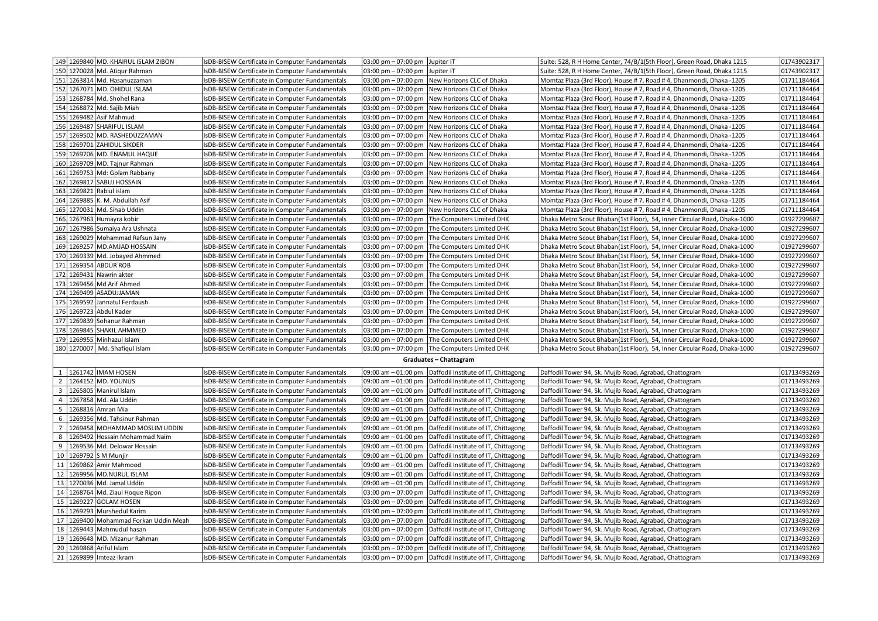| | | | | | | | |
|---|---|---|---|---|---|---|---|
| 149 | 1269840 | MD. KHAIRUL ISLAM ZIBON | IsDB-BISEW Certificate in Computer Fundamentals | 03:00 pm – 07:00 pm | Jupiter IT | Suite: 528, R H Home Center, 74/B/1(5th Floor), Green Road, Dhaka 1215 | 01743902317 |
| 150 | 1270028 | Md. Atiqur Rahman | IsDB-BISEW Certificate in Computer Fundamentals | 03:00 pm – 07:00 pm | Jupiter IT | Suite: 528, R H Home Center, 74/B/1(5th Floor), Green Road, Dhaka 1215 | 01743902317 |
| 151 | 1263814 | Md. Hasanuzzaman | IsDB-BISEW Certificate in Computer Fundamentals | 03:00 pm – 07:00 pm | New Horizons CLC of Dhaka | Momtaz Plaza (3rd Floor), House # 7, Road # 4, Dhanmondi, Dhaka -1205 | 01711184464 |
| 152 | 1267071 | MD. OHIDUL ISLAM | IsDB-BISEW Certificate in Computer Fundamentals | 03:00 pm – 07:00 pm | New Horizons CLC of Dhaka | Momtaz Plaza (3rd Floor), House # 7, Road # 4, Dhanmondi, Dhaka -1205 | 01711184464 |
| 153 | 1268784 | Md. Shohel Rana | IsDB-BISEW Certificate in Computer Fundamentals | 03:00 pm – 07:00 pm | New Horizons CLC of Dhaka | Momtaz Plaza (3rd Floor), House # 7, Road # 4, Dhanmondi, Dhaka -1205 | 01711184464 |
| 154 | 1268872 | Md. Sajib Miah | IsDB-BISEW Certificate in Computer Fundamentals | 03:00 pm – 07:00 pm | New Horizons CLC of Dhaka | Momtaz Plaza (3rd Floor), House # 7, Road # 4, Dhanmondi, Dhaka -1205 | 01711184464 |
| 155 | 1269482 | Asif Mahmud | IsDB-BISEW Certificate in Computer Fundamentals | 03:00 pm – 07:00 pm | New Horizons CLC of Dhaka | Momtaz Plaza (3rd Floor), House # 7, Road # 4, Dhanmondi, Dhaka -1205 | 01711184464 |
| 156 | 1269487 | SHARIFUL ISLAM | IsDB-BISEW Certificate in Computer Fundamentals | 03:00 pm – 07:00 pm | New Horizons CLC of Dhaka | Momtaz Plaza (3rd Floor), House # 7, Road # 4, Dhanmondi, Dhaka -1205 | 01711184464 |
| 157 | 1269502 | MD. RASHEDUZZAMAN | IsDB-BISEW Certificate in Computer Fundamentals | 03:00 pm – 07:00 pm | New Horizons CLC of Dhaka | Momtaz Plaza (3rd Floor), House # 7, Road # 4, Dhanmondi, Dhaka -1205 | 01711184464 |
| 158 | 1269701 | ZAHIDUL SIKDER | IsDB-BISEW Certificate in Computer Fundamentals | 03:00 pm – 07:00 pm | New Horizons CLC of Dhaka | Momtaz Plaza (3rd Floor), House # 7, Road # 4, Dhanmondi, Dhaka -1205 | 01711184464 |
| 159 | 1269706 | MD. ENAMUL HAQUE | IsDB-BISEW Certificate in Computer Fundamentals | 03:00 pm – 07:00 pm | New Horizons CLC of Dhaka | Momtaz Plaza (3rd Floor), House # 7, Road # 4, Dhanmondi, Dhaka -1205 | 01711184464 |
| 160 | 1269709 | MD. Tajnur Rahman | IsDB-BISEW Certificate in Computer Fundamentals | 03:00 pm – 07:00 pm | New Horizons CLC of Dhaka | Momtaz Plaza (3rd Floor), House # 7, Road # 4, Dhanmondi, Dhaka -1205 | 01711184464 |
| 161 | 1269753 | Md: Golam Rabbany | IsDB-BISEW Certificate in Computer Fundamentals | 03:00 pm – 07:00 pm | New Horizons CLC of Dhaka | Momtaz Plaza (3rd Floor), House # 7, Road # 4, Dhanmondi, Dhaka -1205 | 01711184464 |
| 162 | 1269817 | SABUJ HOSSAIN | IsDB-BISEW Certificate in Computer Fundamentals | 03:00 pm – 07:00 pm | New Horizons CLC of Dhaka | Momtaz Plaza (3rd Floor), House # 7, Road # 4, Dhanmondi, Dhaka -1205 | 01711184464 |
| 163 | 1269821 | Rabiul islam | IsDB-BISEW Certificate in Computer Fundamentals | 03:00 pm – 07:00 pm | New Horizons CLC of Dhaka | Momtaz Plaza (3rd Floor), House # 7, Road # 4, Dhanmondi, Dhaka -1205 | 01711184464 |
| 164 | 1269885 | K. M. Abdullah Asif | IsDB-BISEW Certificate in Computer Fundamentals | 03:00 pm – 07:00 pm | New Horizons CLC of Dhaka | Momtaz Plaza (3rd Floor), House # 7, Road # 4, Dhanmondi, Dhaka -1205 | 01711184464 |
| 165 | 1270031 | Md. Sihab Uddin | IsDB-BISEW Certificate in Computer Fundamentals | 03:00 pm – 07:00 pm | New Horizons CLC of Dhaka | Momtaz Plaza (3rd Floor), House # 7, Road # 4, Dhanmondi, Dhaka -1205 | 01711184464 |
| 166 | 1267963 | Humayra kobir | IsDB-BISEW Certificate in Computer Fundamentals | 03:00 pm – 07:00 pm | The Computers Limited DHK | Dhaka Metro Scout Bhaban(1st Floor), 54, Inner Circular Road, Dhaka-1000 | 01927299607 |
| 167 | 1267986 | Sumaiya Ara Ushnata | IsDB-BISEW Certificate in Computer Fundamentals | 03:00 pm – 07:00 pm | The Computers Limited DHK | Dhaka Metro Scout Bhaban(1st Floor), 54, Inner Circular Road, Dhaka-1000 | 01927299607 |
| 168 | 1269029 | Mohammad Rafsun Jany | IsDB-BISEW Certificate in Computer Fundamentals | 03:00 pm – 07:00 pm | The Computers Limited DHK | Dhaka Metro Scout Bhaban(1st Floor), 54, Inner Circular Road, Dhaka-1000 | 01927299607 |
| 169 | 1269257 | MD.AMJAD HOSSAIN | IsDB-BISEW Certificate in Computer Fundamentals | 03:00 pm – 07:00 pm | The Computers Limited DHK | Dhaka Metro Scout Bhaban(1st Floor), 54, Inner Circular Road, Dhaka-1000 | 01927299607 |
| 170 | 1269339 | Md. Jobayed Ahmmed | IsDB-BISEW Certificate in Computer Fundamentals | 03:00 pm – 07:00 pm | The Computers Limited DHK | Dhaka Metro Scout Bhaban(1st Floor), 54, Inner Circular Road, Dhaka-1000 | 01927299607 |
| 171 | 1269354 | ABDUR ROB | IsDB-BISEW Certificate in Computer Fundamentals | 03:00 pm – 07:00 pm | The Computers Limited DHK | Dhaka Metro Scout Bhaban(1st Floor), 54, Inner Circular Road, Dhaka-1000 | 01927299607 |
| 172 | 1269431 | Nawrin akter | IsDB-BISEW Certificate in Computer Fundamentals | 03:00 pm – 07:00 pm | The Computers Limited DHK | Dhaka Metro Scout Bhaban(1st Floor), 54, Inner Circular Road, Dhaka-1000 | 01927299607 |
| 173 | 1269456 | Md Arif Ahmed | IsDB-BISEW Certificate in Computer Fundamentals | 03:00 pm – 07:00 pm | The Computers Limited DHK | Dhaka Metro Scout Bhaban(1st Floor), 54, Inner Circular Road, Dhaka-1000 | 01927299607 |
| 174 | 1269499 | ASADUJJAMAN | IsDB-BISEW Certificate in Computer Fundamentals | 03:00 pm – 07:00 pm | The Computers Limited DHK | Dhaka Metro Scout Bhaban(1st Floor), 54, Inner Circular Road, Dhaka-1000 | 01927299607 |
| 175 | 1269592 | Jannatul Ferdaush | IsDB-BISEW Certificate in Computer Fundamentals | 03:00 pm – 07:00 pm | The Computers Limited DHK | Dhaka Metro Scout Bhaban(1st Floor), 54, Inner Circular Road, Dhaka-1000 | 01927299607 |
| 176 | 1269723 | Abdul Kader | IsDB-BISEW Certificate in Computer Fundamentals | 03:00 pm – 07:00 pm | The Computers Limited DHK | Dhaka Metro Scout Bhaban(1st Floor), 54, Inner Circular Road, Dhaka-1000 | 01927299607 |
| 177 | 1269839 | Sohanur Rahman | IsDB-BISEW Certificate in Computer Fundamentals | 03:00 pm – 07:00 pm | The Computers Limited DHK | Dhaka Metro Scout Bhaban(1st Floor), 54, Inner Circular Road, Dhaka-1000 | 01927299607 |
| 178 | 1269845 | SHAKIL AHMMED | IsDB-BISEW Certificate in Computer Fundamentals | 03:00 pm – 07:00 pm | The Computers Limited DHK | Dhaka Metro Scout Bhaban(1st Floor), 54, Inner Circular Road, Dhaka-1000 | 01927299607 |
| 179 | 1269955 | Minhazul Islam | IsDB-BISEW Certificate in Computer Fundamentals | 03:00 pm – 07:00 pm | The Computers Limited DHK | Dhaka Metro Scout Bhaban(1st Floor), 54, Inner Circular Road, Dhaka-1000 | 01927299607 |
| 180 | 1270007 | Md. Shafiqul Islam | IsDB-BISEW Certificate in Computer Fundamentals | 03:00 pm – 07:00 pm | The Computers Limited DHK | Dhaka Metro Scout Bhaban(1st Floor), 54, Inner Circular Road, Dhaka-1000 | 01927299607 |

**Graduates – Chattagram**

| | | | | | | | |
|---|---|---|---|---|---|---|---|
| 1 | 1261742 | IMAM HOSEN | IsDB-BISEW Certificate in Computer Fundamentals | 09:00 am – 01:00 pm | Daffodil Institute of IT, Chittagong | Daffodil Tower 94, Sk. Mujib Road, Agrabad, Chattogram | 01713493269 |
| 2 | 1264152 | MD. YOUNUS | IsDB-BISEW Certificate in Computer Fundamentals | 09:00 am – 01:00 pm | Daffodil Institute of IT, Chittagong | Daffodil Tower 94, Sk. Mujib Road, Agrabad, Chattogram | 01713493269 |
| 3 | 1265805 | Manirul Islam | IsDB-BISEW Certificate in Computer Fundamentals | 09:00 am – 01:00 pm | Daffodil Institute of IT, Chittagong | Daffodil Tower 94, Sk. Mujib Road, Agrabad, Chattogram | 01713493269 |
| 4 | 1267858 | Md. Ala Uddin | IsDB-BISEW Certificate in Computer Fundamentals | 09:00 am – 01:00 pm | Daffodil Institute of IT, Chittagong | Daffodil Tower 94, Sk. Mujib Road, Agrabad, Chattogram | 01713493269 |
| 5 | 1268816 | Amran Mia | IsDB-BISEW Certificate in Computer Fundamentals | 09:00 am – 01:00 pm | Daffodil Institute of IT, Chittagong | Daffodil Tower 94, Sk. Mujib Road, Agrabad, Chattogram | 01713493269 |
| 6 | 1269356 | Md. Tahsinur Rahman | IsDB-BISEW Certificate in Computer Fundamentals | 09:00 am – 01:00 pm | Daffodil Institute of IT, Chittagong | Daffodil Tower 94, Sk. Mujib Road, Agrabad, Chattogram | 01713493269 |
| 7 | 1269458 | MOHAMMAD MOSLIM UDDIN | IsDB-BISEW Certificate in Computer Fundamentals | 09:00 am – 01:00 pm | Daffodil Institute of IT, Chittagong | Daffodil Tower 94, Sk. Mujib Road, Agrabad, Chattogram | 01713493269 |
| 8 | 1269492 | Hossain Mohammad Naim | IsDB-BISEW Certificate in Computer Fundamentals | 09:00 am – 01:00 pm | Daffodil Institute of IT, Chittagong | Daffodil Tower 94, Sk. Mujib Road, Agrabad, Chattogram | 01713493269 |
| 9 | 1269536 | Md. Delowar Hossain | IsDB-BISEW Certificate in Computer Fundamentals | 09:00 am – 01:00 pm | Daffodil Institute of IT, Chittagong | Daffodil Tower 94, Sk. Mujib Road, Agrabad, Chattogram | 01713493269 |
| 10 | 1269792 | S M Munjir | IsDB-BISEW Certificate in Computer Fundamentals | 09:00 am – 01:00 pm | Daffodil Institute of IT, Chittagong | Daffodil Tower 94, Sk. Mujib Road, Agrabad, Chattogram | 01713493269 |
| 11 | 1269862 | Amir Mahmood | IsDB-BISEW Certificate in Computer Fundamentals | 09:00 am – 01:00 pm | Daffodil Institute of IT, Chittagong | Daffodil Tower 94, Sk. Mujib Road, Agrabad, Chattogram | 01713493269 |
| 12 | 1269956 | MD.NURUL ISLAM | IsDB-BISEW Certificate in Computer Fundamentals | 09:00 am – 01:00 pm | Daffodil Institute of IT, Chittagong | Daffodil Tower 94, Sk. Mujib Road, Agrabad, Chattogram | 01713493269 |
| 13 | 1270036 | Md. Jamal Uddin | IsDB-BISEW Certificate in Computer Fundamentals | 09:00 am – 01:00 pm | Daffodil Institute of IT, Chittagong | Daffodil Tower 94, Sk. Mujib Road, Agrabad, Chattogram | 01713493269 |
| 14 | 1268764 | Md. Ziaul Hoque Ripon | IsDB-BISEW Certificate in Computer Fundamentals | 03:00 pm – 07:00 pm | Daffodil Institute of IT, Chittagong | Daffodil Tower 94, Sk. Mujib Road, Agrabad, Chattogram | 01713493269 |
| 15 | 1269227 | GOLAM HOSEN | IsDB-BISEW Certificate in Computer Fundamentals | 03:00 pm – 07:00 pm | Daffodil Institute of IT, Chittagong | Daffodil Tower 94, Sk. Mujib Road, Agrabad, Chattogram | 01713493269 |
| 16 | 1269293 | Murshedul Karim | IsDB-BISEW Certificate in Computer Fundamentals | 03:00 pm – 07:00 pm | Daffodil Institute of IT, Chittagong | Daffodil Tower 94, Sk. Mujib Road, Agrabad, Chattogram | 01713493269 |
| 17 | 1269400 | Mohammad Forkan Uddin Meah | IsDB-BISEW Certificate in Computer Fundamentals | 03:00 pm – 07:00 pm | Daffodil Institute of IT, Chittagong | Daffodil Tower 94, Sk. Mujib Road, Agrabad, Chattogram | 01713493269 |
| 18 | 1269443 | Mahmudul hasan | IsDB-BISEW Certificate in Computer Fundamentals | 03:00 pm – 07:00 pm | Daffodil Institute of IT, Chittagong | Daffodil Tower 94, Sk. Mujib Road, Agrabad, Chattogram | 01713493269 |
| 19 | 1269648 | MD. Mizanur Rahman | IsDB-BISEW Certificate in Computer Fundamentals | 03:00 pm – 07:00 pm | Daffodil Institute of IT, Chittagong | Daffodil Tower 94, Sk. Mujib Road, Agrabad, Chattogram | 01713493269 |
| 20 | 1269868 | Ariful Islam | IsDB-BISEW Certificate in Computer Fundamentals | 03:00 pm – 07:00 pm | Daffodil Institute of IT, Chittagong | Daffodil Tower 94, Sk. Mujib Road, Agrabad, Chattogram | 01713493269 |
| 21 | 1269899 | Imteaz Ikram | IsDB-BISEW Certificate in Computer Fundamentals | 03:00 pm – 07:00 pm | Daffodil Institute of IT, Chittagong | Daffodil Tower 94, Sk. Mujib Road, Agrabad, Chattogram | 01713493269 |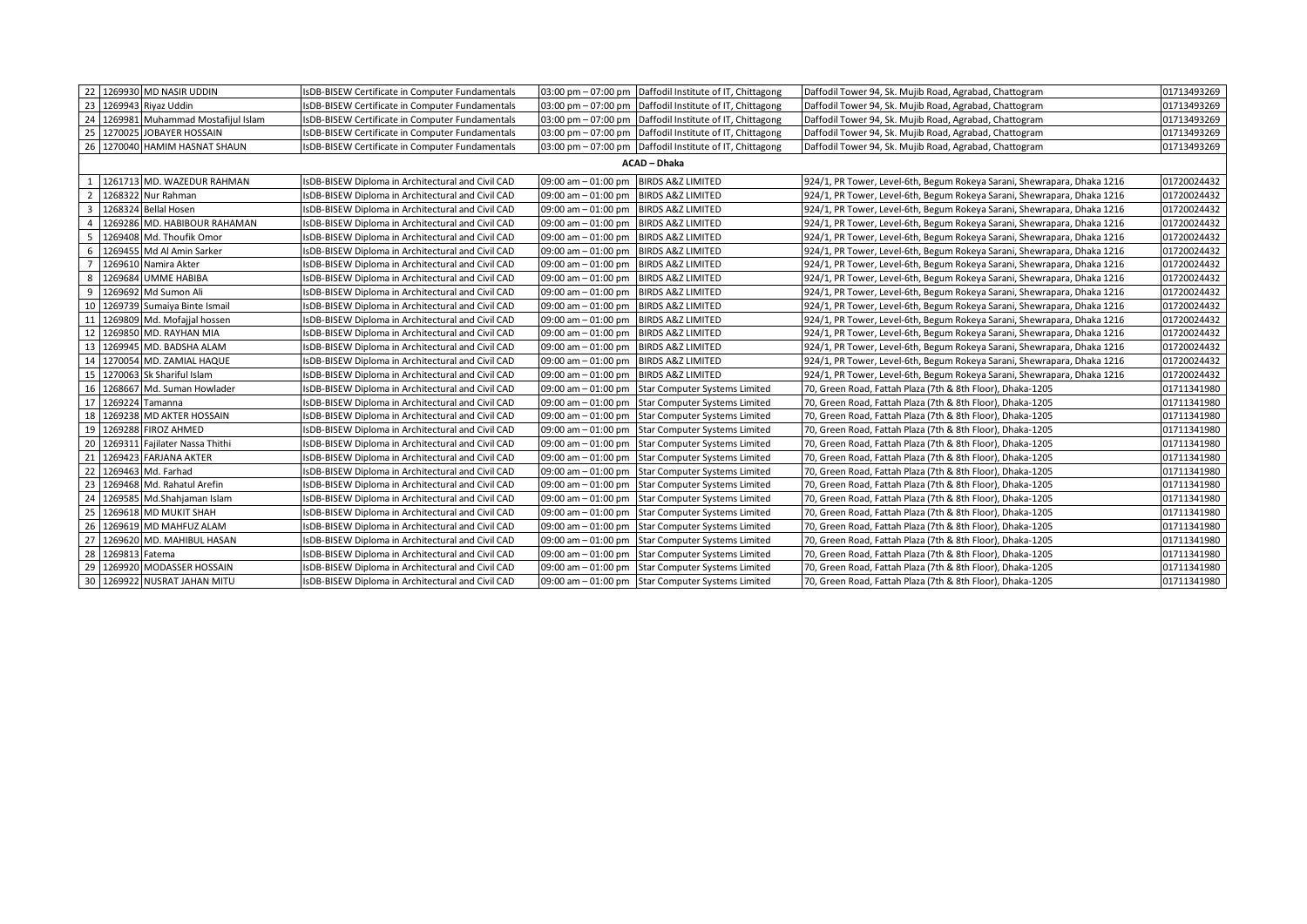| | | | | | | | |
|---|---|---|---|---|---|---|---|
| 22 | 1269930 | MD NASIR UDDIN | IsDB-BISEW Certificate in Computer Fundamentals | 03:00 pm – 07:00 pm | Daffodil Institute of IT, Chittagong | Daffodil Tower 94, Sk. Mujib Road, Agrabad, Chattogram | 01713493269 |
| 23 | 1269943 | Riyaz Uddin | IsDB-BISEW Certificate in Computer Fundamentals | 03:00 pm – 07:00 pm | Daffodil Institute of IT, Chittagong | Daffodil Tower 94, Sk. Mujib Road, Agrabad, Chattogram | 01713493269 |
| 24 | 1269981 | Muhammad Mostafijul Islam | IsDB-BISEW Certificate in Computer Fundamentals | 03:00 pm – 07:00 pm | Daffodil Institute of IT, Chittagong | Daffodil Tower 94, Sk. Mujib Road, Agrabad, Chattogram | 01713493269 |
| 25 | 1270025 | JOBAYER HOSSAIN | IsDB-BISEW Certificate in Computer Fundamentals | 03:00 pm – 07:00 pm | Daffodil Institute of IT, Chittagong | Daffodil Tower 94, Sk. Mujib Road, Agrabad, Chattogram | 01713493269 |
| 26 | 1270040 | HAMIM HASNAT SHAUN | IsDB-BISEW Certificate in Computer Fundamentals | 03:00 pm – 07:00 pm | Daffodil Institute of IT, Chittagong | Daffodil Tower 94, Sk. Mujib Road, Agrabad, Chattogram | 01713493269 |
| **ACAD – Dhaka** | | | | | | | |
| 1 | 1261713 | MD. WAZEDUR RAHMAN | IsDB-BISEW Diploma in Architectural and Civil CAD | 09:00 am – 01:00 pm | BIRDS A&Z LIMITED | 924/1, PR Tower, Level-6th, Begum Rokeya Sarani, Shewrapara, Dhaka 1216 | 01720024432 |
| 2 | 1268322 | Nur Rahman | IsDB-BISEW Diploma in Architectural and Civil CAD | 09:00 am – 01:00 pm | BIRDS A&Z LIMITED | 924/1, PR Tower, Level-6th, Begum Rokeya Sarani, Shewrapara, Dhaka 1216 | 01720024432 |
| 3 | 1268324 | Bellal Hosen | IsDB-BISEW Diploma in Architectural and Civil CAD | 09:00 am – 01:00 pm | BIRDS A&Z LIMITED | 924/1, PR Tower, Level-6th, Begum Rokeya Sarani, Shewrapara, Dhaka 1216 | 01720024432 |
| 4 | 1269286 | MD. HABIBOUR RAHAMAN | IsDB-BISEW Diploma in Architectural and Civil CAD | 09:00 am – 01:00 pm | BIRDS A&Z LIMITED | 924/1, PR Tower, Level-6th, Begum Rokeya Sarani, Shewrapara, Dhaka 1216 | 01720024432 |
| 5 | 1269408 | Md. Thoufik Omor | IsDB-BISEW Diploma in Architectural and Civil CAD | 09:00 am – 01:00 pm | BIRDS A&Z LIMITED | 924/1, PR Tower, Level-6th, Begum Rokeya Sarani, Shewrapara, Dhaka 1216 | 01720024432 |
| 6 | 1269455 | Md Al Amin Sarker | IsDB-BISEW Diploma in Architectural and Civil CAD | 09:00 am – 01:00 pm | BIRDS A&Z LIMITED | 924/1, PR Tower, Level-6th, Begum Rokeya Sarani, Shewrapara, Dhaka 1216 | 01720024432 |
| 7 | 1269610 | Namira Akter | IsDB-BISEW Diploma in Architectural and Civil CAD | 09:00 am – 01:00 pm | BIRDS A&Z LIMITED | 924/1, PR Tower, Level-6th, Begum Rokeya Sarani, Shewrapara, Dhaka 1216 | 01720024432 |
| 8 | 1269684 | UMME HABIBA | IsDB-BISEW Diploma in Architectural and Civil CAD | 09:00 am – 01:00 pm | BIRDS A&Z LIMITED | 924/1, PR Tower, Level-6th, Begum Rokeya Sarani, Shewrapara, Dhaka 1216 | 01720024432 |
| 9 | 1269692 | Md Sumon Ali | IsDB-BISEW Diploma in Architectural and Civil CAD | 09:00 am – 01:00 pm | BIRDS A&Z LIMITED | 924/1, PR Tower, Level-6th, Begum Rokeya Sarani, Shewrapara, Dhaka 1216 | 01720024432 |
| 10 | 1269739 | Sumaiya Binte Ismail | IsDB-BISEW Diploma in Architectural and Civil CAD | 09:00 am – 01:00 pm | BIRDS A&Z LIMITED | 924/1, PR Tower, Level-6th, Begum Rokeya Sarani, Shewrapara, Dhaka 1216 | 01720024432 |
| 11 | 1269809 | Md. Mofajjal hossen | IsDB-BISEW Diploma in Architectural and Civil CAD | 09:00 am – 01:00 pm | BIRDS A&Z LIMITED | 924/1, PR Tower, Level-6th, Begum Rokeya Sarani, Shewrapara, Dhaka 1216 | 01720024432 |
| 12 | 1269850 | MD. RAYHAN MIA | IsDB-BISEW Diploma in Architectural and Civil CAD | 09:00 am – 01:00 pm | BIRDS A&Z LIMITED | 924/1, PR Tower, Level-6th, Begum Rokeya Sarani, Shewrapara, Dhaka 1216 | 01720024432 |
| 13 | 1269945 | MD. BADSHA ALAM | IsDB-BISEW Diploma in Architectural and Civil CAD | 09:00 am – 01:00 pm | BIRDS A&Z LIMITED | 924/1, PR Tower, Level-6th, Begum Rokeya Sarani, Shewrapara, Dhaka 1216 | 01720024432 |
| 14 | 1270054 | MD. ZAMIAL HAQUE | IsDB-BISEW Diploma in Architectural and Civil CAD | 09:00 am – 01:00 pm | BIRDS A&Z LIMITED | 924/1, PR Tower, Level-6th, Begum Rokeya Sarani, Shewrapara, Dhaka 1216 | 01720024432 |
| 15 | 1270063 | Sk Shariful Islam | IsDB-BISEW Diploma in Architectural and Civil CAD | 09:00 am – 01:00 pm | BIRDS A&Z LIMITED | 924/1, PR Tower, Level-6th, Begum Rokeya Sarani, Shewrapara, Dhaka 1216 | 01720024432 |
| 16 | 1268667 | Md. Suman Howlader | IsDB-BISEW Diploma in Architectural and Civil CAD | 09:00 am – 01:00 pm | Star Computer Systems Limited | 70, Green Road, Fattah Plaza (7th & 8th Floor), Dhaka-1205 | 01711341980 |
| 17 | 1269224 | Tamanna | IsDB-BISEW Diploma in Architectural and Civil CAD | 09:00 am – 01:00 pm | Star Computer Systems Limited | 70, Green Road, Fattah Plaza (7th & 8th Floor), Dhaka-1205 | 01711341980 |
| 18 | 1269238 | MD AKTER HOSSAIN | IsDB-BISEW Diploma in Architectural and Civil CAD | 09:00 am – 01:00 pm | Star Computer Systems Limited | 70, Green Road, Fattah Plaza (7th & 8th Floor), Dhaka-1205 | 01711341980 |
| 19 | 1269288 | FIROZ AHMED | IsDB-BISEW Diploma in Architectural and Civil CAD | 09:00 am – 01:00 pm | Star Computer Systems Limited | 70, Green Road, Fattah Plaza (7th & 8th Floor), Dhaka-1205 | 01711341980 |
| 20 | 1269311 | Fajilater Nassa Thithi | IsDB-BISEW Diploma in Architectural and Civil CAD | 09:00 am – 01:00 pm | Star Computer Systems Limited | 70, Green Road, Fattah Plaza (7th & 8th Floor), Dhaka-1205 | 01711341980 |
| 21 | 1269423 | FARJANA AKTER | IsDB-BISEW Diploma in Architectural and Civil CAD | 09:00 am – 01:00 pm | Star Computer Systems Limited | 70, Green Road, Fattah Plaza (7th & 8th Floor), Dhaka-1205 | 01711341980 |
| 22 | 1269463 | Md. Farhad | IsDB-BISEW Diploma in Architectural and Civil CAD | 09:00 am – 01:00 pm | Star Computer Systems Limited | 70, Green Road, Fattah Plaza (7th & 8th Floor), Dhaka-1205 | 01711341980 |
| 23 | 1269468 | Md. Rahatul Arefin | IsDB-BISEW Diploma in Architectural and Civil CAD | 09:00 am – 01:00 pm | Star Computer Systems Limited | 70, Green Road, Fattah Plaza (7th & 8th Floor), Dhaka-1205 | 01711341980 |
| 24 | 1269585 | Md.Shahjaman Islam | IsDB-BISEW Diploma in Architectural and Civil CAD | 09:00 am – 01:00 pm | Star Computer Systems Limited | 70, Green Road, Fattah Plaza (7th & 8th Floor), Dhaka-1205 | 01711341980 |
| 25 | 1269618 | MD MUKIT SHAH | IsDB-BISEW Diploma in Architectural and Civil CAD | 09:00 am – 01:00 pm | Star Computer Systems Limited | 70, Green Road, Fattah Plaza (7th & 8th Floor), Dhaka-1205 | 01711341980 |
| 26 | 1269619 | MD MAHFUZ ALAM | IsDB-BISEW Diploma in Architectural and Civil CAD | 09:00 am – 01:00 pm | Star Computer Systems Limited | 70, Green Road, Fattah Plaza (7th & 8th Floor), Dhaka-1205 | 01711341980 |
| 27 | 1269620 | MD. MAHIBUL HASAN | IsDB-BISEW Diploma in Architectural and Civil CAD | 09:00 am – 01:00 pm | Star Computer Systems Limited | 70, Green Road, Fattah Plaza (7th & 8th Floor), Dhaka-1205 | 01711341980 |
| 28 | 1269813 | Fatema | IsDB-BISEW Diploma in Architectural and Civil CAD | 09:00 am – 01:00 pm | Star Computer Systems Limited | 70, Green Road, Fattah Plaza (7th & 8th Floor), Dhaka-1205 | 01711341980 |
| 29 | 1269920 | MODASSER HOSSAIN | IsDB-BISEW Diploma in Architectural and Civil CAD | 09:00 am – 01:00 pm | Star Computer Systems Limited | 70, Green Road, Fattah Plaza (7th & 8th Floor), Dhaka-1205 | 01711341980 |
| 30 | 1269922 | NUSRAT JAHAN MITU | IsDB-BISEW Diploma in Architectural and Civil CAD | 09:00 am – 01:00 pm | Star Computer Systems Limited | 70, Green Road, Fattah Plaza (7th & 8th Floor), Dhaka-1205 | 01711341980 |